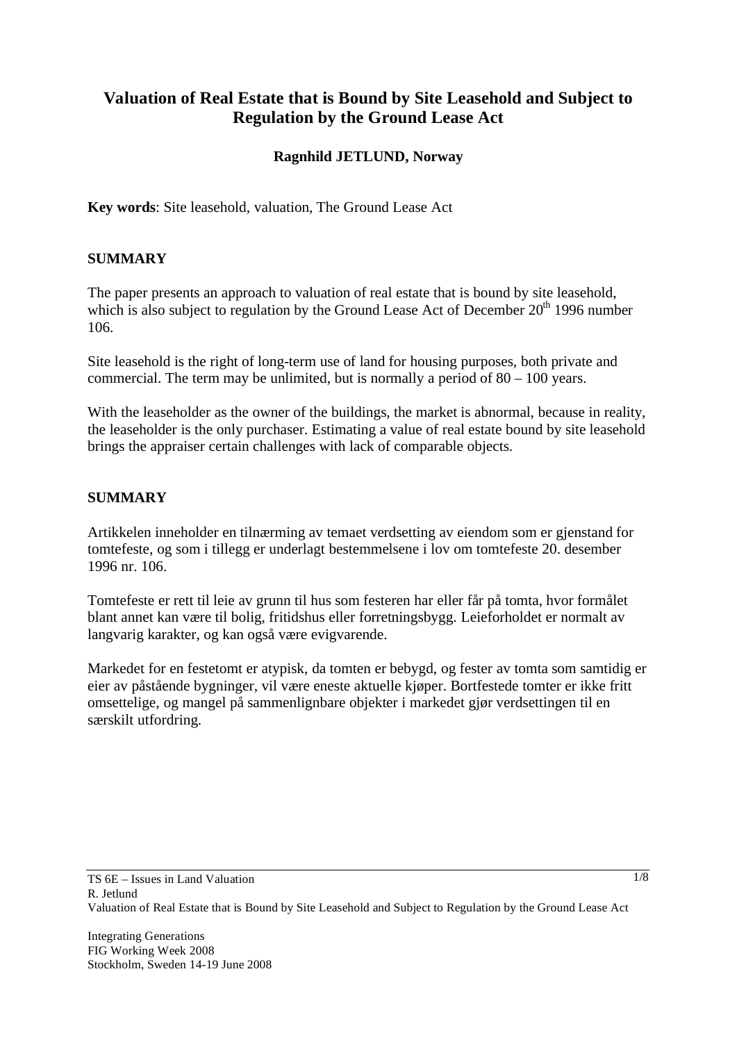# Valuation of Real Estate that is Bound by Site Leasehold and Subject to Regulation by the Ground Lease Act

**Ragnhild JETLUND, Norway**

**Key words**: Site leasehold, valuation, The Ground Lease Act

## SUMMARY

The paper presents an approach to valuation of real estate that is bound by site leasehold, which is also subject to regulation by the Ground Lease Act of December 20th 1996 number 106.

Site leasehold is the right of long-term use of land for housing purposes, both private and commercial. The term may be unlimited, but is normally a period of 80 – 100 years.

With the leaseholder as the owner of the buildings, the market is abnormal, because in reality, the leaseholder is the only purchaser. Estimating a value of real estate bound by site leasehold brings the appraiser certain challenges with lack of comparable objects.

## SUMMARY

Artikkelen inneholder en tilnærming av temaet verdsetting av eiendom som er gjenstand for tomtefeste, og som i tillegg er underlagt bestemmelsene i lov om tomtefeste 20. desember 1996 nr. 106.

Tomtefeste er rett til leie av grunn til hus som festeren har eller får på tomta, hvor formålet blant annet kan være til bolig, fritidshus eller forretningsbygg. Leieforholdet er normalt av langvarig karakter, og kan også være evigvarende.

Markedet for en festetomt er atypisk, da tomten er bebygd, og fester av tomta som samtidig er eier av påstående bygninger, vil være eneste aktuelle kjøper. Bortfestede tomter er ikke fritt omsettelige, og mangel på sammenlignbare objekter i markedet gjør verdsettingen til en særskilt utfordring.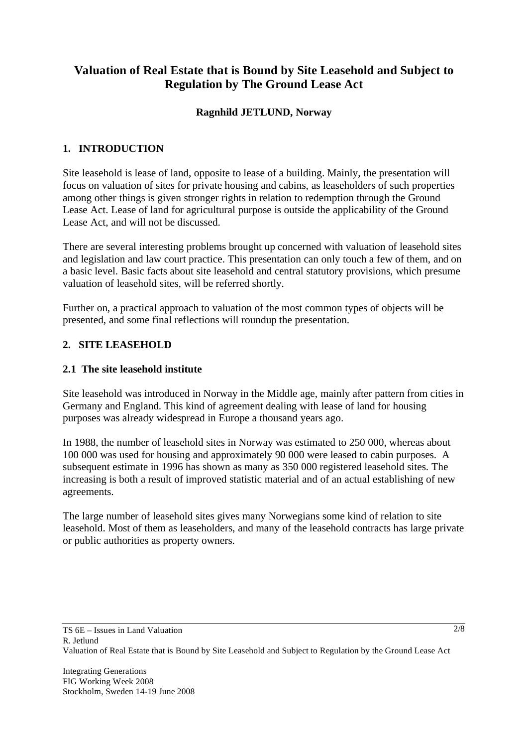# Valuation of Real Estate that is Bound by Site Leasehold and Subject to Regulation by The Ground Lease Act

**Ragnhild JETLUND, Norway**

## 1. INTRODUCTION

Site leasehold is lease of land, opposite to lease of a building. Mainly, the presentation will focus on valuation of sites for private housing and cabins, as leaseholders of such properties among other things is given stronger rights in relation to redemption through the Ground Lease Act. Lease of land for agricultural purpose is outside the applicability of the Ground Lease Act, and will not be discussed.

There are several interesting problems brought up concerned with valuation of leasehold sites and legislation and law court practice. This presentation can only touch a few of them, and on a basic level. Basic facts about site leasehold and central statutory provisions, which presume valuation of leasehold sites, will be referred shortly.

Further on, a practical approach to valuation of the most common types of objects will be presented, and some final reflections will roundup the presentation.

## 2. SITE LEASEHOLD

### 2.1 The site leasehold institute

Site leasehold was introduced in Norway in the Middle age, mainly after pattern from cities in Germany and England. This kind of agreement dealing with lease of land for housing purposes was already widespread in Europe a thousand years ago.

In 1988, the number of leasehold sites in Norway was estimated to 250 000, whereas about 100 000 was used for housing and approximately 90 000 were leased to cabin purposes. A subsequent estimate in 1996 has shown as many as 350 000 registered leasehold sites. The increasing is both a result of improved statistic material and of an actual establishing of new agreements.

The large number of leasehold sites gives many Norwegians some kind of relation to site leasehold. Most of them as leaseholders, and many of the leasehold contracts has large private or public authorities as property owners.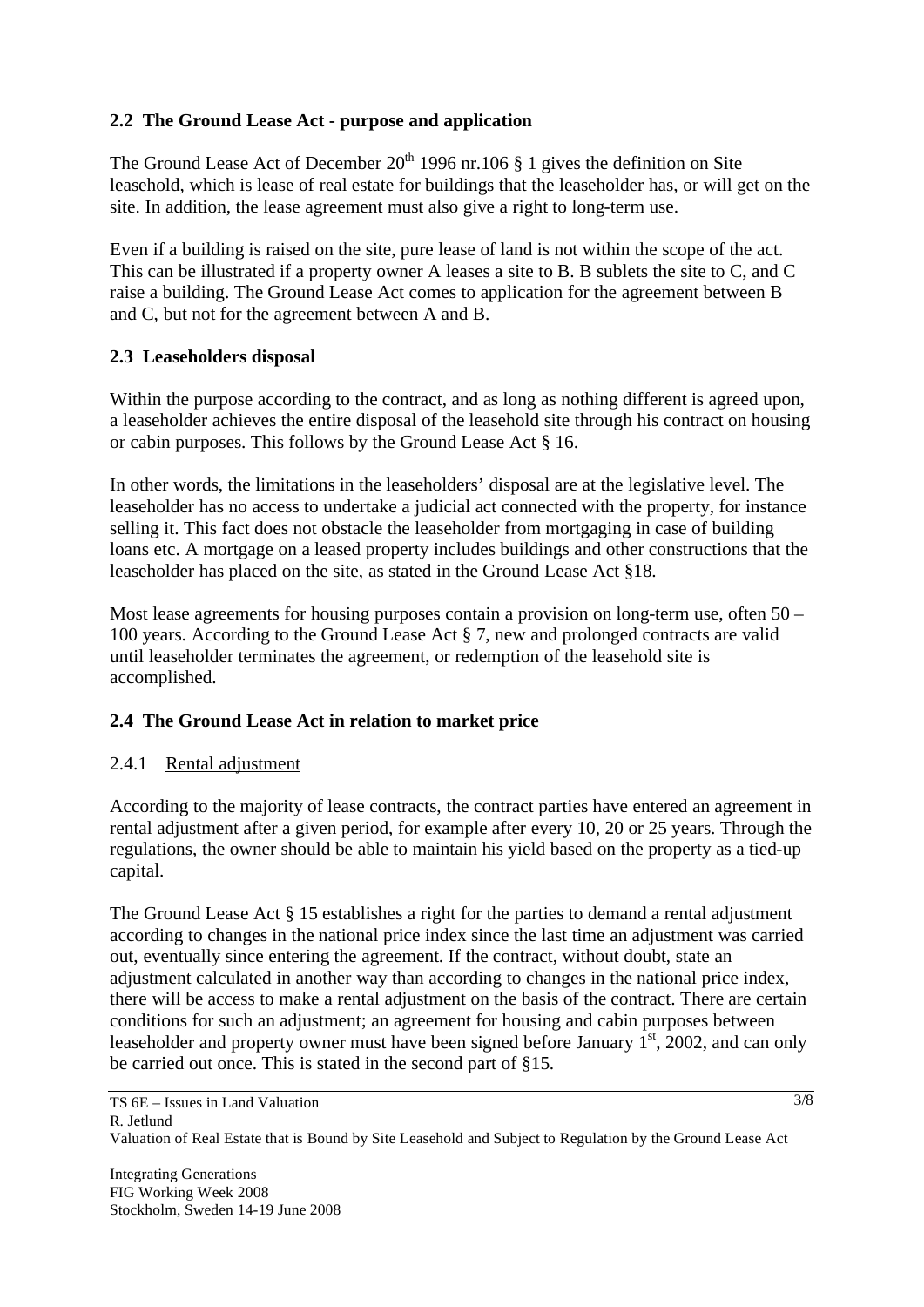## 2.2 The Ground Lease Act - purpose and application

The Ground Lease Act of December 20th 1996 nr.106 § 1 gives the definition on Site leasehold, which is lease of real estate for buildings that the leaseholder has, or will get on the site. In addition, the lease agreement must also give a right to long-term use.

Even if a building is raised on the site, pure lease of land is not within the scope of the act. This can be illustrated if a property owner A leases a site to B. B sublets the site to C, and C raise a building. The Ground Lease Act comes to application for the agreement between B and C, but not for the agreement between A and B.

## 2.3 Leaseholders disposal

Within the purpose according to the contract, and as long as nothing different is agreed upon, a leaseholder achieves the entire disposal of the leasehold site through his contract on housing or cabin purposes. This follows by the Ground Lease Act § 16.

In other words, the limitations in the leaseholders' disposal are at the legislative level. The leaseholder has no access to undertake a judicial act connected with the property, for instance selling it. This fact does not obstacle the leaseholder from mortgaging in case of building loans etc. A mortgage on a leased property includes buildings and other constructions that the leaseholder has placed on the site, as stated in the Ground Lease Act §18.

Most lease agreements for housing purposes contain a provision on long-term use, often 50 – 100 years. According to the Ground Lease Act § 7, new and prolonged contracts are valid until leaseholder terminates the agreement, or redemption of the leasehold site is accomplished.

## 2.4 The Ground Lease Act in relation to market price

### 2.4.1 Rental adjustment

According to the majority of lease contracts, the contract parties have entered an agreement in rental adjustment after a given period, for example after every 10, 20 or 25 years. Through the regulations, the owner should be able to maintain his yield based on the property as a tied-up capital.

The Ground Lease Act § 15 establishes a right for the parties to demand a rental adjustment according to changes in the national price index since the last time an adjustment was carried out, eventually since entering the agreement. If the contract, without doubt, state an adjustment calculated in another way than according to changes in the national price index, there will be access to make a rental adjustment on the basis of the contract. There are certain conditions for such an adjustment; an agreement for housing and cabin purposes between leaseholder and property owner must have been signed before January 1st, 2002, and can only be carried out once. This is stated in the second part of §15.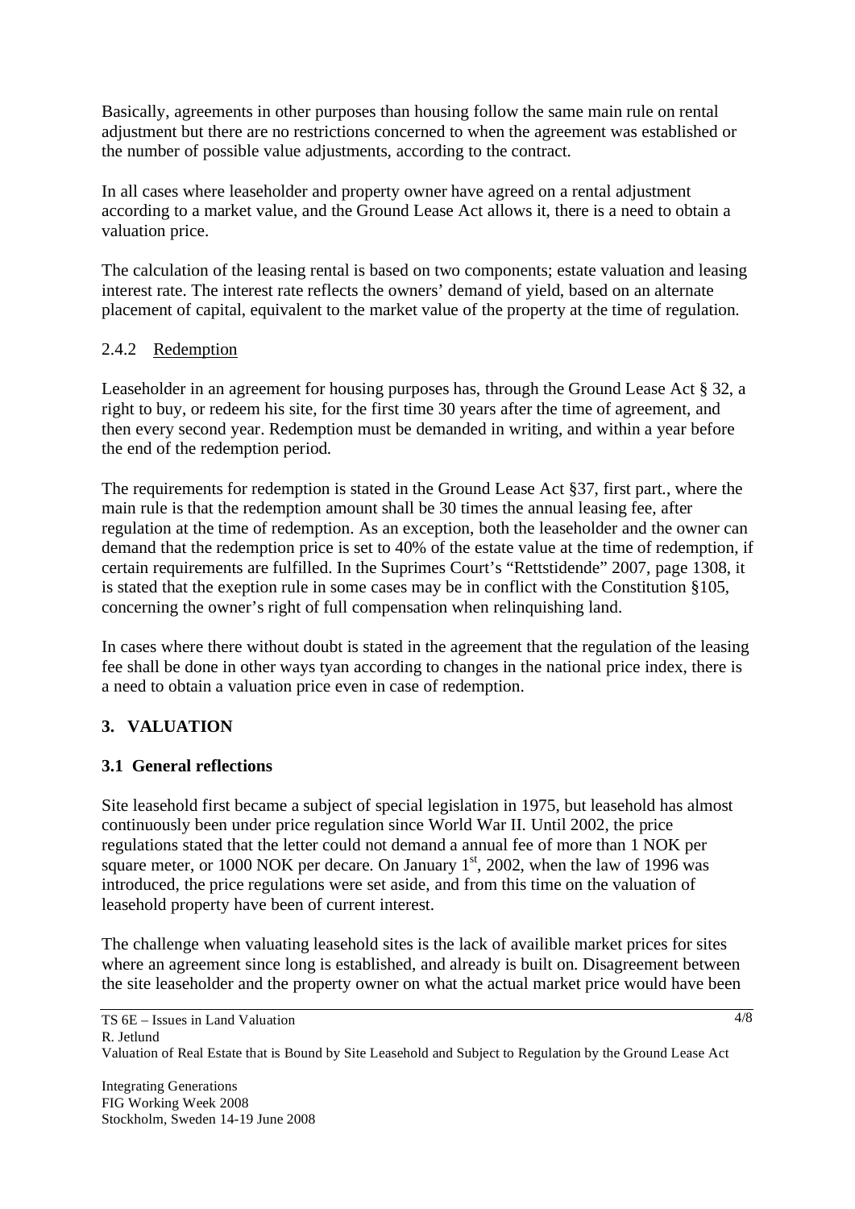Basically, agreements in other purposes than housing follow the same main rule on rental adjustment but there are no restrictions concerned to when the agreement was established or the number of possible value adjustments, according to the contract.

In all cases where leaseholder and property owner have agreed on a rental adjustment according to a market value, and the Ground Lease Act allows it, there is a need to obtain a valuation price.

The calculation of the leasing rental is based on two components; estate valuation and leasing interest rate. The interest rate reflects the owners' demand of yield, based on an alternate placement of capital, equivalent to the market value of the property at the time of regulation.

### 2.4.2 Redemption

Leaseholder in an agreement for housing purposes has, through the Ground Lease Act § 32, a right to buy, or redeem his site, for the first time 30 years after the time of agreement, and then every second year. Redemption must be demanded in writing, and within a year before the end of the redemption period.

The requirements for redemption is stated in the Ground Lease Act §37, first part., where the main rule is that the redemption amount shall be 30 times the annual leasing fee, after regulation at the time of redemption. As an exception, both the leaseholder and the owner can demand that the redemption price is set to 40% of the estate value at the time of redemption, if certain requirements are fulfilled. In the Suprimes Court's "Rettstidende" 2007, page 1308, it is stated that the exeption rule in some cases may be in conflict with the Constitution §105, concerning the owner's right of full compensation when relinquishing land.

In cases where there without doubt is stated in the agreement that the regulation of the leasing fee shall be done in other ways tyan according to changes in the national price index, there is a need to obtain a valuation price even in case of redemption.

## 3. VALUATION

### 3.1 General reflections

Site leasehold first became a subject of special legislation in 1975, but leasehold has almost continuously been under price regulation since World War II. Until 2002, the price regulations stated that the letter could not demand a annual fee of more than 1 NOK per square meter, or 1000 NOK per decare. On January 1st, 2002, when the law of 1996 was introduced, the price regulations were set aside, and from this time on the valuation of leasehold property have been of current interest.

The challenge when valuating leasehold sites is the lack of availible market prices for sites where an agreement since long is established, and already is built on. Disagreement between the site leaseholder and the property owner on what the actual market price would have been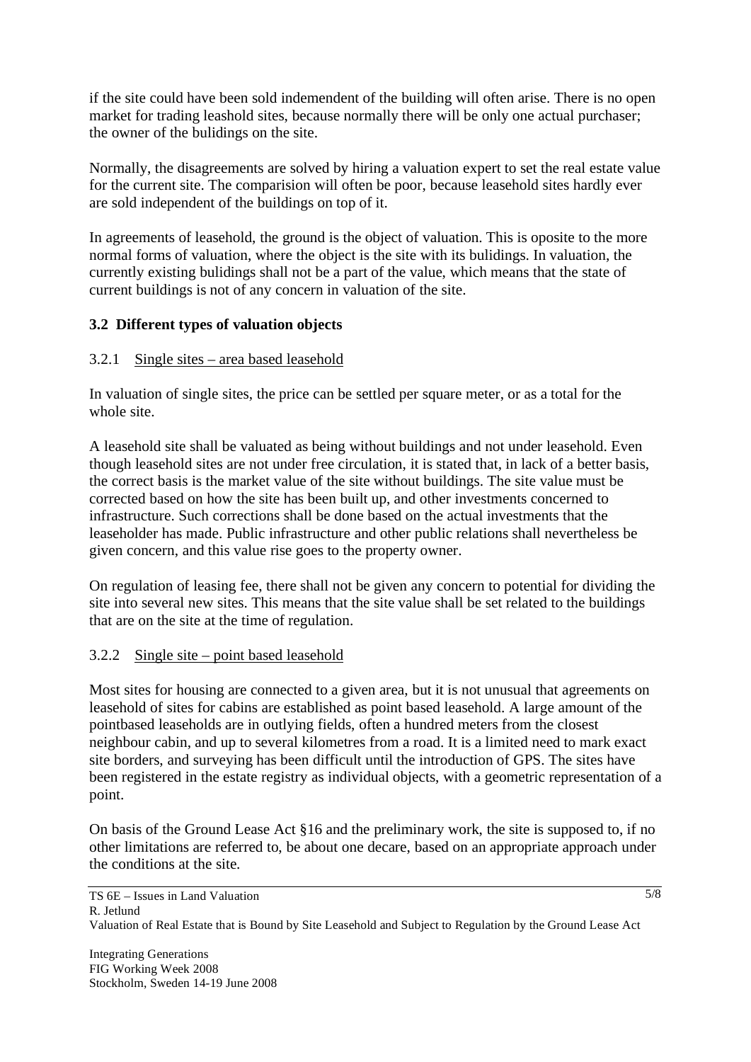if the site could have been sold indemendent of the building will often arise. There is no open market for trading leashold sites, because normally there will be only one actual purchaser; the owner of the bulidings on the site.

Normally, the disagreements are solved by hiring a valuation expert to set the real estate value for the current site. The comparision will often be poor, because leasehold sites hardly ever are sold independent of the buildings on top of it.

In agreements of leasehold, the ground is the object of valuation. This is oposite to the more normal forms of valuation, where the object is the site with its bulidings. In valuation, the currently existing bulidings shall not be a part of the value, which means that the state of current buildings is not of any concern in valuation of the site.

### 3.2 Different types of valuation objects

#### 3.2.1 Single sites – area based leasehold

In valuation of single sites, the price can be settled per square meter, or as a total for the whole site.

A leasehold site shall be valuated as being without buildings and not under leasehold. Even though leasehold sites are not under free circulation, it is stated that, in lack of a better basis, the correct basis is the market value of the site without buildings. The site value must be corrected based on how the site has been built up, and other investments concerned to infrastructure. Such corrections shall be done based on the actual investments that the leaseholder has made. Public infrastructure and other public relations shall nevertheless be given concern, and this value rise goes to the property owner.

On regulation of leasing fee, there shall not be given any concern to potential for dividing the site into several new sites. This means that the site value shall be set related to the buildings that are on the site at the time of regulation.

#### 3.2.2 Single site – point based leasehold

Most sites for housing are connected to a given area, but it is not unusual that agreements on leasehold of sites for cabins are established as point based leasehold. A large amount of the pointbased leaseholds are in outlying fields, often a hundred meters from the closest neighbour cabin, and up to several kilometres from a road. It is a limited need to mark exact site borders, and surveying has been difficult until the introduction of GPS. The sites have been registered in the estate registry as individual objects, with a geometric representation of a point.

On basis of the Ground Lease Act §16 and the preliminary work, the site is supposed to, if no other limitations are referred to, be about one decare, based on an appropriate approach under the conditions at the site.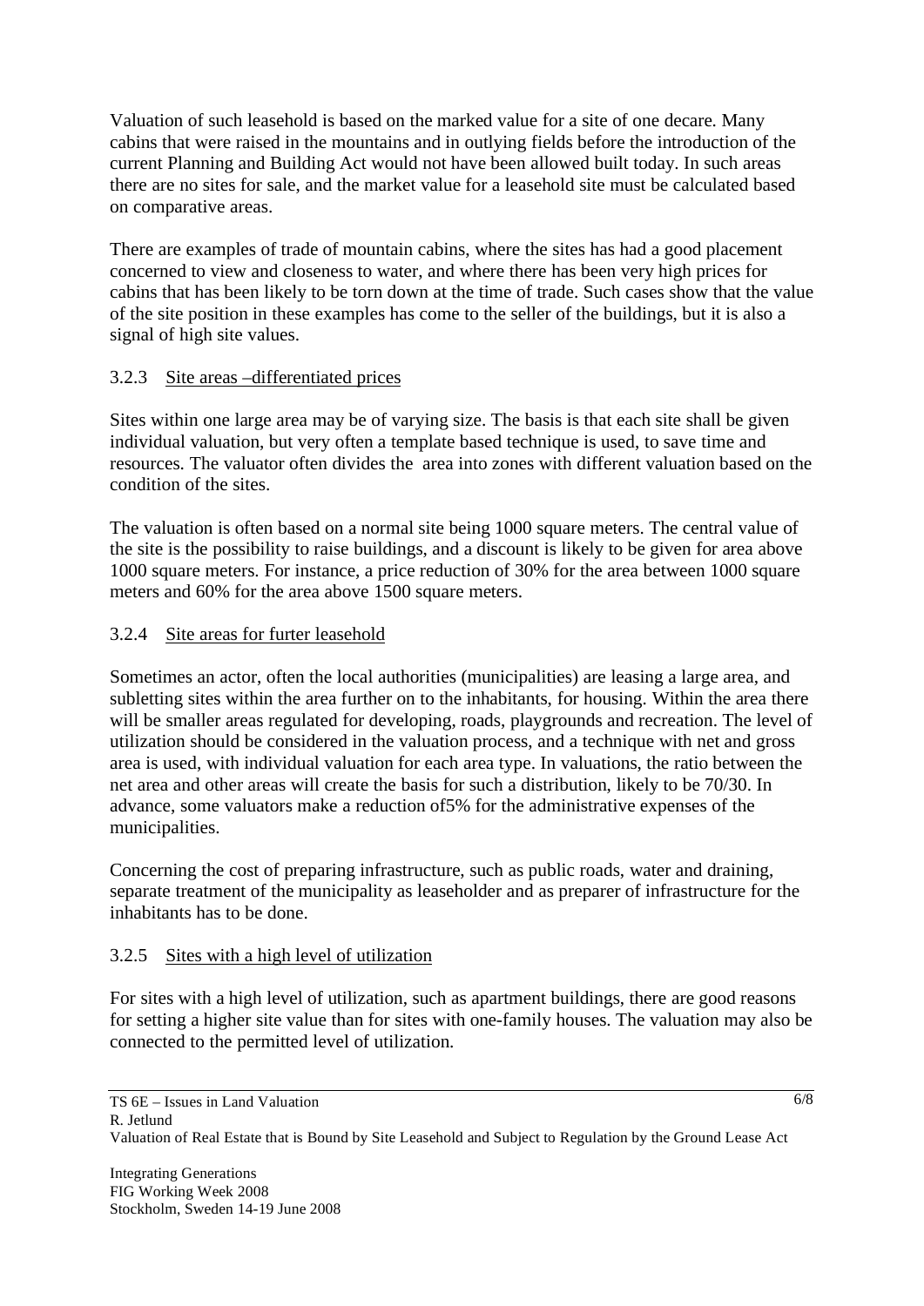Valuation of such leasehold is based on the marked value for a site of one decare. Many cabins that were raised in the mountains and in outlying fields before the introduction of the current Planning and Building Act would not have been allowed built today. In such areas there are no sites for sale, and the market value for a leasehold site must be calculated based on comparative areas.

There are examples of trade of mountain cabins, where the sites has had a good placement concerned to view and closeness to water, and where there has been very high prices for cabins that has been likely to be torn down at the time of trade. Such cases show that the value of the site position in these examples has come to the seller of the buildings, but it is also a signal of high site values.

### 3.2.3 Site areas –differentiated prices

Sites within one large area may be of varying size. The basis is that each site shall be given individual valuation, but very often a template based technique is used, to save time and resources. The valuator often divides the area into zones with different valuation based on the condition of the sites.

The valuation is often based on a normal site being 1000 square meters. The central value of the site is the possibility to raise buildings, and a discount is likely to be given for area above 1000 square meters. For instance, a price reduction of 30% for the area between 1000 square meters and 60% for the area above 1500 square meters.

### 3.2.4 Site areas for furter leasehold

Sometimes an actor, often the local authorities (municipalities) are leasing a large area, and subletting sites within the area further on to the inhabitants, for housing. Within the area there will be smaller areas regulated for developing, roads, playgrounds and recreation. The level of utilization should be considered in the valuation process, and a technique with net and gross area is used, with individual valuation for each area type. In valuations, the ratio between the net area and other areas will create the basis for such a distribution, likely to be 70/30. In advance, some valuators make a reduction of5% for the administrative expenses of the municipalities.

Concerning the cost of preparing infrastructure, such as public roads, water and draining, separate treatment of the municipality as leaseholder and as preparer of infrastructure for the inhabitants has to be done.

### 3.2.5 Sites with a high level of utilization

For sites with a high level of utilization, such as apartment buildings, there are good reasons for setting a higher site value than for sites with one-family houses. The valuation may also be connected to the permitted level of utilization.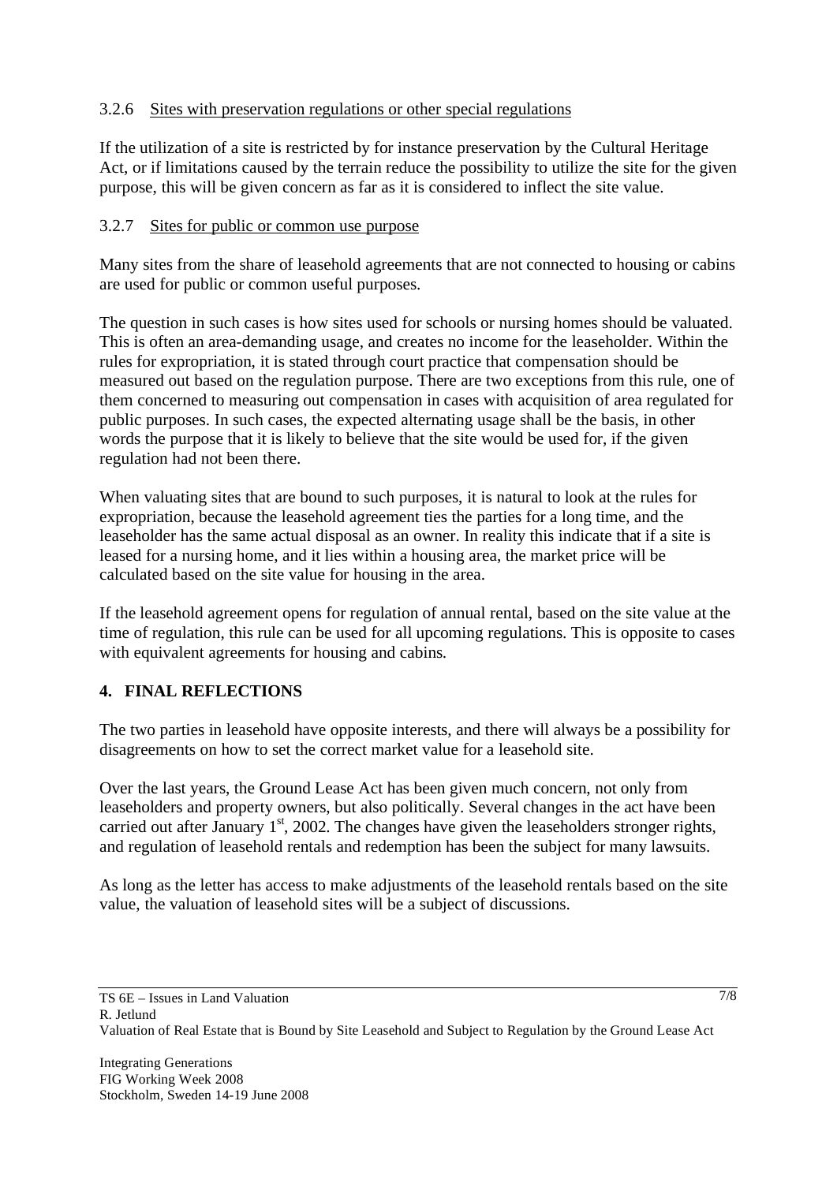#### 3.2.6 Sites with preservation regulations or other special regulations

If the utilization of a site is restricted by for instance preservation by the Cultural Heritage Act, or if limitations caused by the terrain reduce the possibility to utilize the site for the given purpose, this will be given concern as far as it is considered to inflect the site value.

#### 3.2.7 Sites for public or common use purpose

Many sites from the share of leasehold agreements that are not connected to housing or cabins are used for public or common useful purposes.

The question in such cases is how sites used for schools or nursing homes should be valuated. This is often an area-demanding usage, and creates no income for the leaseholder. Within the rules for expropriation, it is stated through court practice that compensation should be measured out based on the regulation purpose. There are two exceptions from this rule, one of them concerned to measuring out compensation in cases with acquisition of area regulated for public purposes. In such cases, the expected alternating usage shall be the basis, in other words the purpose that it is likely to believe that the site would be used for, if the given regulation had not been there.

When valuating sites that are bound to such purposes, it is natural to look at the rules for expropriation, because the leasehold agreement ties the parties for a long time, and the leaseholder has the same actual disposal as an owner. In reality this indicate that if a site is leased for a nursing home, and it lies within a housing area, the market price will be calculated based on the site value for housing in the area.

If the leasehold agreement opens for regulation of annual rental, based on the site value at the time of regulation, this rule can be used for all upcoming regulations. This is opposite to cases with equivalent agreements for housing and cabins.

## 4. FINAL REFLECTIONS

The two parties in leasehold have opposite interests, and there will always be a possibility for disagreements on how to set the correct market value for a leasehold site.

Over the last years, the Ground Lease Act has been given much concern, not only from leaseholders and property owners, but also politically. Several changes in the act have been carried out after January 1st, 2002. The changes have given the leaseholders stronger rights, and regulation of leasehold rentals and redemption has been the subject for many lawsuits.

As long as the letter has access to make adjustments of the leasehold rentals based on the site value, the valuation of leasehold sites will be a subject of discussions.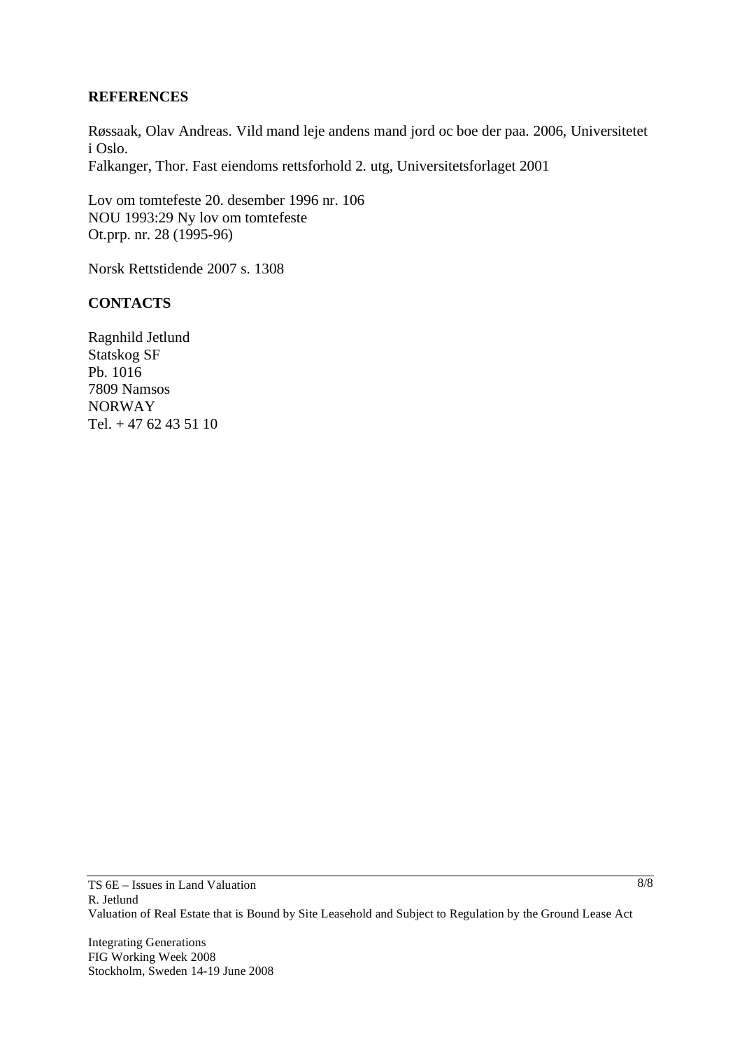## REFERENCES

Røssaak, Olav Andreas. Vild mand leje andens mand jord oc boe der paa. 2006, Universitetet i Oslo.
Falkanger, Thor. Fast eiendoms rettsforhold 2. utg, Universitetsforlaget 2001

Lov om tomtefeste 20. desember 1996 nr. 106
NOU 1993:29 Ny lov om tomtefeste
Ot.prp. nr. 28 (1995-96)

Norsk Rettstidende 2007 s. 1308

## CONTACTS

Ragnhild Jetlund
Statskog SF
Pb. 1016
7809 Namsos
NORWAY
Tel. + 47 62 43 51 10